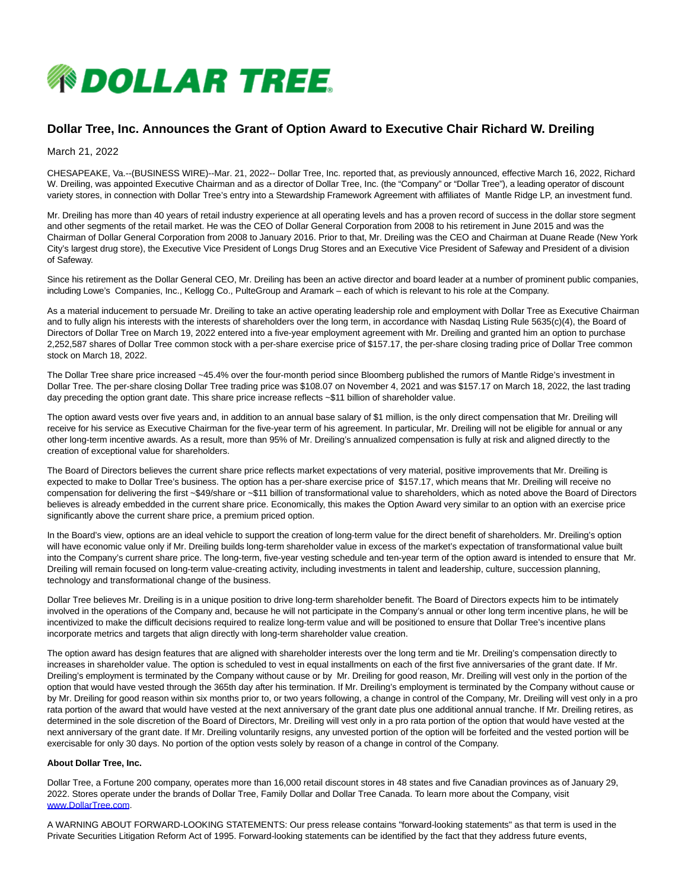# Dollar Tree, Inc. Announces the Grant of Option Award to Executive Chair Richard W. Dreiling

March 21, 2022

CHESAPEAKE, Va.--(BUSINESS WIRE)--Mar. 21, 2022-- Dollar Tree, Inc. reported that, as previously announced, effective March 16, 2022, Richard W. Dreiling, was appointed Executive Chairman and as a director of Dollar Tree, Inc. (the "Company" or "Dollar Tree"), a leading operator of discount variety stores, in connection with Dollar Tree's entry into a Stewardship Framework Agreement with affiliates of Mantle Ridge LP, an investment fund.

Mr. Dreiling has more than 40 years of retail industry experience at all operating levels and has a proven record of success in the dollar store segment and other segments of the retail market. He was the CEO of Dollar General Corporation from 2008 to his retirement in June 2015 and was the Chairman of Dollar General Corporation from 2008 to January 2016. Prior to that, Mr. Dreiling was the CEO and Chairman at Duane Reade (New York City's largest drug store), the Executive Vice President of Longs Drug Stores and an Executive Vice President of Safeway and President of a division of Safeway.

Since his retirement as the Dollar General CEO, Mr. Dreiling has been an active director and board leader at a number of prominent public companies, including Lowe's Companies, Inc., Kellogg Co., PulteGroup and Aramark – each of which is relevant to his role at the Company.

As a material inducement to persuade Mr. Dreiling to take an active operating leadership role and employment with Dollar Tree as Executive Chairman and to fully align his interests with the interests of shareholders over the long term, in accordance with Nasdaq Listing Rule 5635(c)(4), the Board of Directors of Dollar Tree on March 19, 2022 entered into a five-year employment agreement with Mr. Dreiling and granted him an option to purchase 2,252,587 shares of Dollar Tree common stock with a per-share exercise price of $157.17, the per-share closing trading price of Dollar Tree common stock on March 18, 2022.

The Dollar Tree share price increased ~45.4% over the four-month period since Bloomberg published the rumors of Mantle Ridge's investment in Dollar Tree. The per-share closing Dollar Tree trading price was $108.07 on November 4, 2021 and was $157.17 on March 18, 2022, the last trading day preceding the option grant date. This share price increase reflects ~$11 billion of shareholder value.

The option award vests over five years and, in addition to an annual base salary of $1 million, is the only direct compensation that Mr. Dreiling will receive for his service as Executive Chairman for the five-year term of his agreement. In particular, Mr. Dreiling will not be eligible for annual or any other long-term incentive awards. As a result, more than 95% of Mr. Dreiling's annualized compensation is fully at risk and aligned directly to the creation of exceptional value for shareholders.

The Board of Directors believes the current share price reflects market expectations of very material, positive improvements that Mr. Dreiling is expected to make to Dollar Tree's business. The option has a per-share exercise price of $157.17, which means that Mr. Dreiling will receive no compensation for delivering the first ~$49/share or ~$11 billion of transformational value to shareholders, which as noted above the Board of Directors believes is already embedded in the current share price. Economically, this makes the Option Award very similar to an option with an exercise price significantly above the current share price, a premium priced option.

In the Board's view, options are an ideal vehicle to support the creation of long-term value for the direct benefit of shareholders. Mr. Dreiling's option will have economic value only if Mr. Dreiling builds long-term shareholder value in excess of the market's expectation of transformational value built into the Company's current share price. The long-term, five-year vesting schedule and ten-year term of the option award is intended to ensure that Mr. Dreiling will remain focused on long-term value-creating activity, including investments in talent and leadership, culture, succession planning, technology and transformational change of the business.

Dollar Tree believes Mr. Dreiling is in a unique position to drive long-term shareholder benefit. The Board of Directors expects him to be intimately involved in the operations of the Company and, because he will not participate in the Company's annual or other long term incentive plans, he will be incentivized to make the difficult decisions required to realize long-term value and will be positioned to ensure that Dollar Tree's incentive plans incorporate metrics and targets that align directly with long-term shareholder value creation.

The option award has design features that are aligned with shareholder interests over the long term and tie Mr. Dreiling's compensation directly to increases in shareholder value. The option is scheduled to vest in equal installments on each of the first five anniversaries of the grant date. If Mr. Dreiling's employment is terminated by the Company without cause or by Mr. Dreiling for good reason, Mr. Dreiling will vest only in the portion of the option that would have vested through the 365th day after his termination. If Mr. Dreiling's employment is terminated by the Company without cause or by Mr. Dreiling for good reason within six months prior to, or two years following, a change in control of the Company, Mr. Dreiling will vest only in a pro rata portion of the award that would have vested at the next anniversary of the grant date plus one additional annual tranche. If Mr. Dreiling retires, as determined in the sole discretion of the Board of Directors, Mr. Dreiling will vest only in a pro rata portion of the option that would have vested at the next anniversary of the grant date. If Mr. Dreiling voluntarily resigns, any unvested portion of the option will be forfeited and the vested portion will be exercisable for only 30 days. No portion of the option vests solely by reason of a change in control of the Company.

**About Dollar Tree, Inc.**

Dollar Tree, a Fortune 200 company, operates more than 16,000 retail discount stores in 48 states and five Canadian provinces as of January 29, 2022. Stores operate under the brands of Dollar Tree, Family Dollar and Dollar Tree Canada. To learn more about the Company, visit www.DollarTree.com.

A WARNING ABOUT FORWARD-LOOKING STATEMENTS: Our press release contains "forward-looking statements" as that term is used in the Private Securities Litigation Reform Act of 1995. Forward-looking statements can be identified by the fact that they address future events,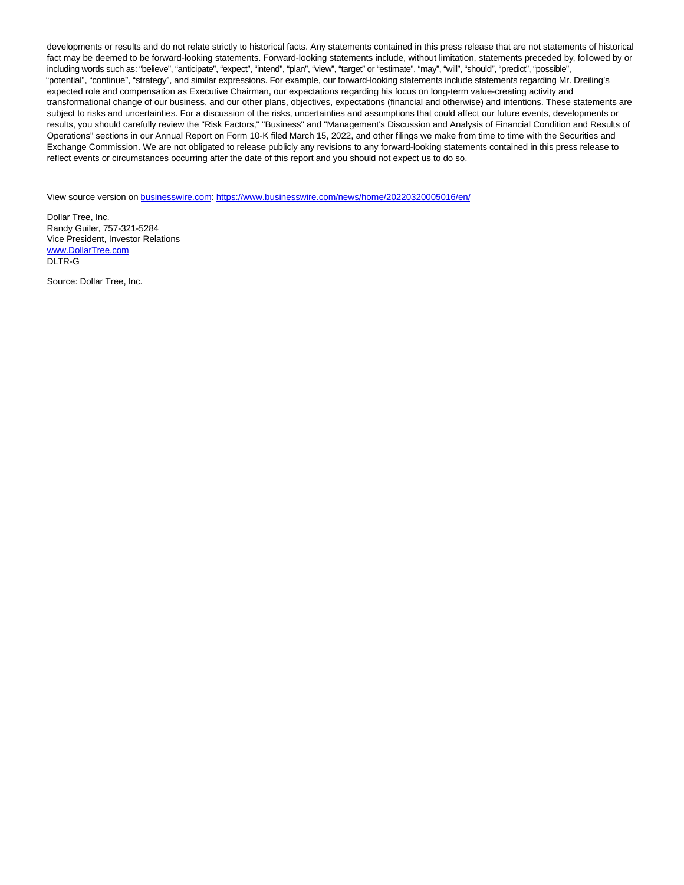developments or results and do not relate strictly to historical facts. Any statements contained in this press release that are not statements of historical fact may be deemed to be forward-looking statements. Forward-looking statements include, without limitation, statements preceded by, followed by or including words such as: "believe", "anticipate", "expect", "intend", "plan", "view", "target" or "estimate", "may", "will", "should", "predict", "possible", "potential", "continue", "strategy", and similar expressions. For example, our forward-looking statements include statements regarding Mr. Dreiling's expected role and compensation as Executive Chairman, our expectations regarding his focus on long-term value-creating activity and transformational change of our business, and our other plans, objectives, expectations (financial and otherwise) and intentions. These statements are subject to risks and uncertainties. For a discussion of the risks, uncertainties and assumptions that could affect our future events, developments or results, you should carefully review the "Risk Factors," "Business" and "Management's Discussion and Analysis of Financial Condition and Results of Operations" sections in our Annual Report on Form 10-K filed March 15, 2022, and other filings we make from time to time with the Securities and Exchange Commission. We are not obligated to release publicly any revisions to any forward-looking statements contained in this press release to reflect events or circumstances occurring after the date of this report and you should not expect us to do so.

View source version on businesswire.com: https://www.businesswire.com/news/home/20220320005016/en/

Dollar Tree, Inc.
Randy Guiler, 757-321-5284
Vice President, Investor Relations
www.DollarTree.com
DLTR-G

Source: Dollar Tree, Inc.